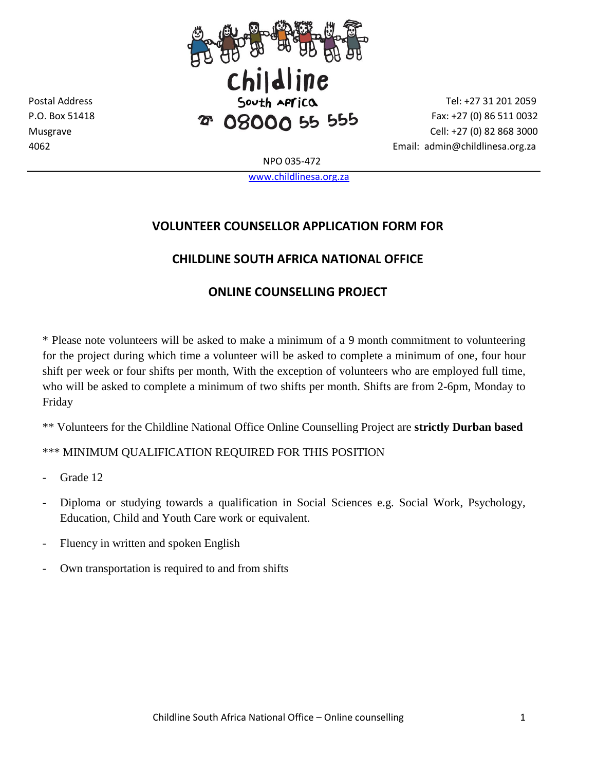Childline

South Africa

08000 55 555

Postal Address
P.O. Box 51418
Musgrave
4062

Tel: +27 31 201 2059
Fax: +27 (0) 86 511 0032
Cell: +27 (0) 82 868 3000
Email: admin@childlinesa.org.za

NPO 035-472

www.childlinesa.org.za

## VOLUNTEER COUNSELLOR APPLICATION FORM FOR

## CHILDLINE SOUTH AFRICA NATIONAL OFFICE

## ONLINE COUNSELLING PROJECT

* Please note volunteers will be asked to make a minimum of a 9 month commitment to volunteering for the project during which time a volunteer will be asked to complete a minimum of one, four hour shift per week or four shifts per month, With the exception of volunteers who are employed full time, who will be asked to complete a minimum of two shifts per month. Shifts are from 2-6pm, Monday to Friday

** Volunteers for the Childline National Office Online Counselling Project are **strictly Durban based**

*** MINIMUM QUALIFICATION REQUIRED FOR THIS POSITION

- Grade 12
- Diploma or studying towards a qualification in Social Sciences e.g. Social Work, Psychology, Education, Child and Youth Care work or equivalent.
- Fluency in written and spoken English
- Own transportation is required to and from shifts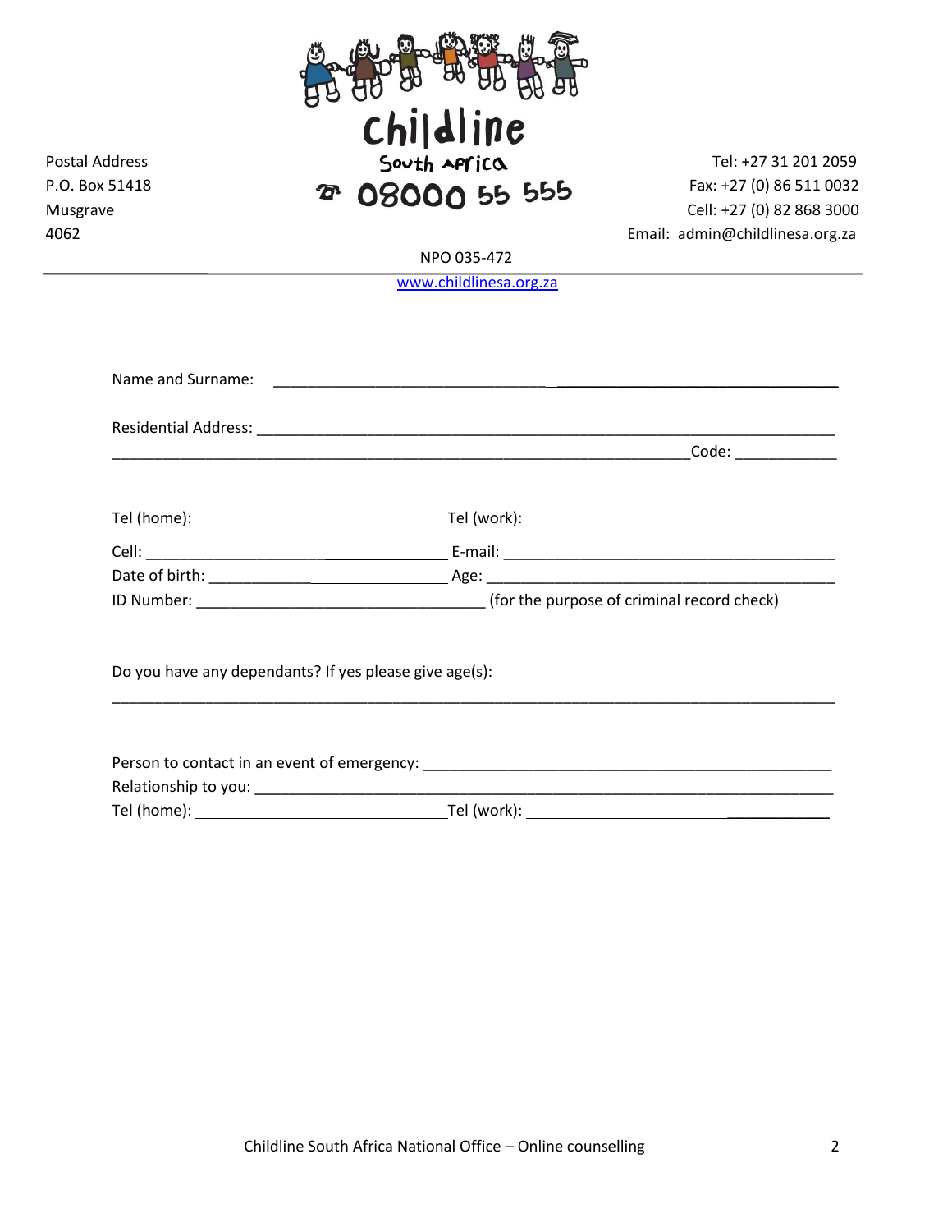Postal Address
P.O. Box 51418
Musgrave
4062

Childline South Africa
08000 55 555

Tel: +27 31 201 2059
Fax: +27 (0) 86 511 0032
Cell: +27 (0) 82 868 3000
Email: admin@childlinesa.org.za

NPO 035-472

www.childlinesa.org.za

---

Name and Surname: ______________________________________________________________

Residential Address: _____________________________________________________________

_______________________________________________________________ Code: ____________

Tel (home): ____________________________ Tel (work): ___________________________________

Cell: _________________________________ E-mail: _______________________________________

Date of birth: __________________________ Age: _________________________________________

ID Number: ________________________________ (for the purpose of criminal record check)

Do you have any dependants? If yes please give age(s):

_____________________________________________________________________________________

Person to contact in an event of emergency: ______________________________________________

Relationship to you: _________________________________________________________________

Tel (home): ____________________________ Tel (work): __________________________________

Childline South Africa National Office – Online counselling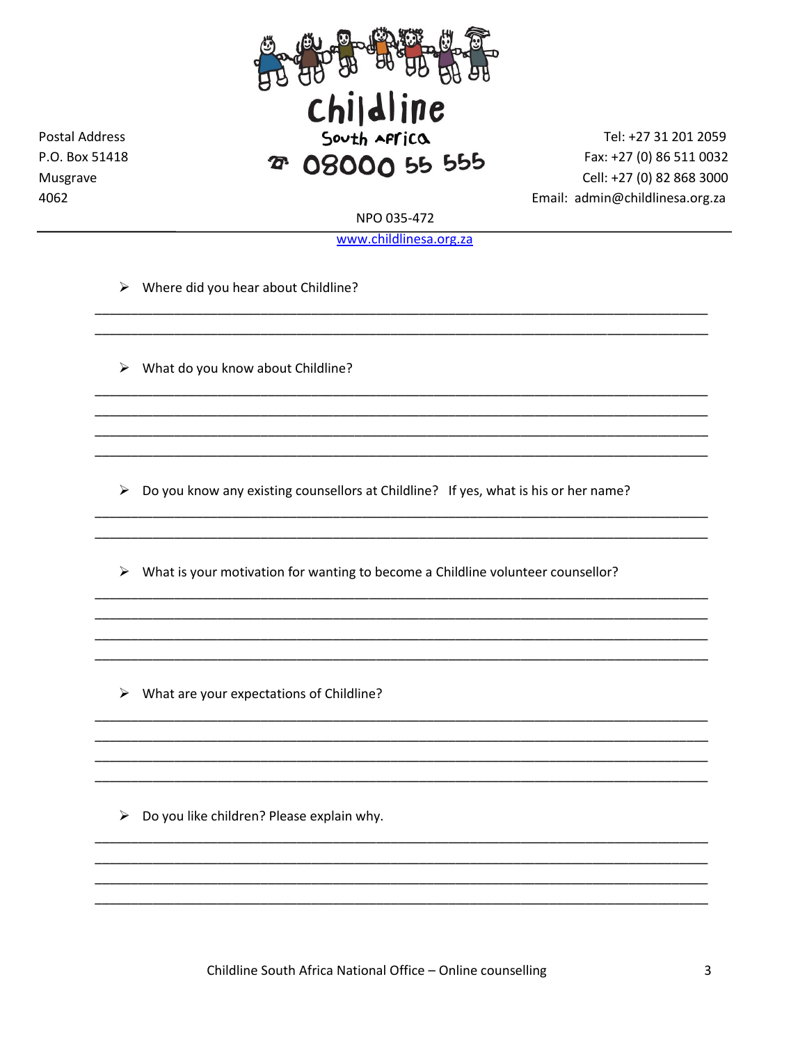Postal Address
P.O. Box 51418
Musgrave
4062

Childline
South Africa
08000 55 555

Tel: +27 31 201 2059
Fax: +27 (0) 86 511 0032
Cell: +27 (0) 82 868 3000
Email: admin@childlinesa.org.za

NPO 035-472
www.childlinesa.org.za

---

- Where did you hear about Childline?

______________________________________________________________________________
______________________________________________________________________________

- What do you know about Childline?

______________________________________________________________________________
______________________________________________________________________________
______________________________________________________________________________
______________________________________________________________________________

- Do you know any existing counsellors at Childline? If yes, what is his or her name?

______________________________________________________________________________
______________________________________________________________________________

- What is your motivation for wanting to become a Childline volunteer counsellor?

______________________________________________________________________________
______________________________________________________________________________
______________________________________________________________________________
______________________________________________________________________________

- What are your expectations of Childline?

______________________________________________________________________________
______________________________________________________________________________
______________________________________________________________________________
______________________________________________________________________________

- Do you like children? Please explain why.

______________________________________________________________________________
______________________________________________________________________________
______________________________________________________________________________
______________________________________________________________________________

Childline South Africa National Office – Online counselling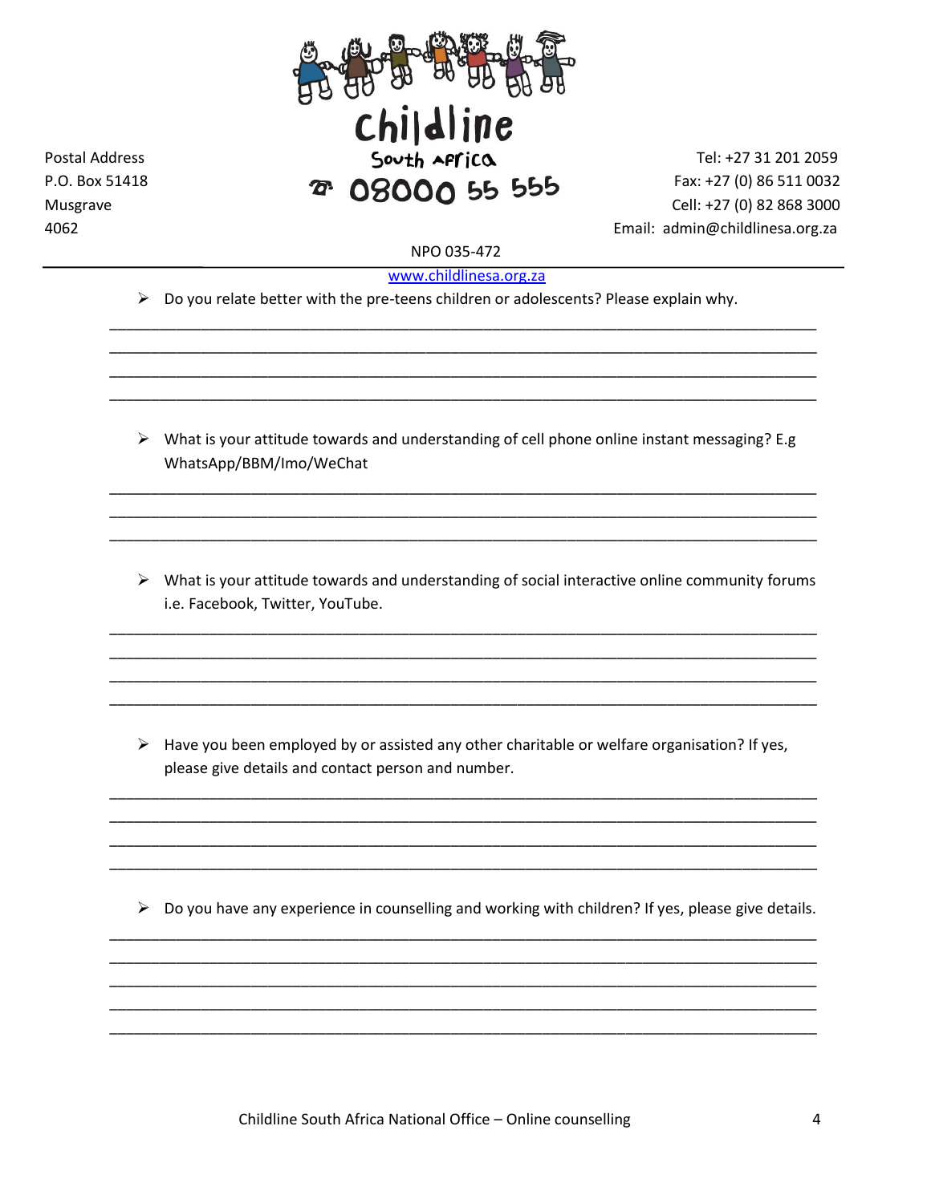- Do you relate better with the pre-teens children or adolescents? Please explain why.

\_\_\_\_\_\_\_\_\_\_\_\_\_\_\_\_\_\_\_\_\_\_\_\_\_\_\_\_\_\_\_\_\_\_\_\_\_\_\_\_\_\_\_\_\_\_\_\_\_\_\_\_\_\_\_\_\_\_\_\_\_\_\_\_\_\_\_\_\_\_\_\_\_\_\_\_\_\_

\_\_\_\_\_\_\_\_\_\_\_\_\_\_\_\_\_\_\_\_\_\_\_\_\_\_\_\_\_\_\_\_\_\_\_\_\_\_\_\_\_\_\_\_\_\_\_\_\_\_\_\_\_\_\_\_\_\_\_\_\_\_\_\_\_\_\_\_\_\_\_\_\_\_\_\_\_\_

\_\_\_\_\_\_\_\_\_\_\_\_\_\_\_\_\_\_\_\_\_\_\_\_\_\_\_\_\_\_\_\_\_\_\_\_\_\_\_\_\_\_\_\_\_\_\_\_\_\_\_\_\_\_\_\_\_\_\_\_\_\_\_\_\_\_\_\_\_\_\_\_\_\_\_\_\_\_

\_\_\_\_\_\_\_\_\_\_\_\_\_\_\_\_\_\_\_\_\_\_\_\_\_\_\_\_\_\_\_\_\_\_\_\_\_\_\_\_\_\_\_\_\_\_\_\_\_\_\_\_\_\_\_\_\_\_\_\_\_\_\_\_\_\_\_\_\_\_\_\_\_\_\_\_\_\_

- What is your attitude towards and understanding of cell phone online instant messaging? E.g WhatsApp/BBM/Imo/WeChat

\_\_\_\_\_\_\_\_\_\_\_\_\_\_\_\_\_\_\_\_\_\_\_\_\_\_\_\_\_\_\_\_\_\_\_\_\_\_\_\_\_\_\_\_\_\_\_\_\_\_\_\_\_\_\_\_\_\_\_\_\_\_\_\_\_\_\_\_\_\_\_\_\_\_\_\_\_\_

\_\_\_\_\_\_\_\_\_\_\_\_\_\_\_\_\_\_\_\_\_\_\_\_\_\_\_\_\_\_\_\_\_\_\_\_\_\_\_\_\_\_\_\_\_\_\_\_\_\_\_\_\_\_\_\_\_\_\_\_\_\_\_\_\_\_\_\_\_\_\_\_\_\_\_\_\_\_

\_\_\_\_\_\_\_\_\_\_\_\_\_\_\_\_\_\_\_\_\_\_\_\_\_\_\_\_\_\_\_\_\_\_\_\_\_\_\_\_\_\_\_\_\_\_\_\_\_\_\_\_\_\_\_\_\_\_\_\_\_\_\_\_\_\_\_\_\_\_\_\_\_\_\_\_\_\_

- What is your attitude towards and understanding of social interactive online community forums i.e. Facebook, Twitter, YouTube.

\_\_\_\_\_\_\_\_\_\_\_\_\_\_\_\_\_\_\_\_\_\_\_\_\_\_\_\_\_\_\_\_\_\_\_\_\_\_\_\_\_\_\_\_\_\_\_\_\_\_\_\_\_\_\_\_\_\_\_\_\_\_\_\_\_\_\_\_\_\_\_\_\_\_\_\_\_\_

\_\_\_\_\_\_\_\_\_\_\_\_\_\_\_\_\_\_\_\_\_\_\_\_\_\_\_\_\_\_\_\_\_\_\_\_\_\_\_\_\_\_\_\_\_\_\_\_\_\_\_\_\_\_\_\_\_\_\_\_\_\_\_\_\_\_\_\_\_\_\_\_\_\_\_\_\_\_

\_\_\_\_\_\_\_\_\_\_\_\_\_\_\_\_\_\_\_\_\_\_\_\_\_\_\_\_\_\_\_\_\_\_\_\_\_\_\_\_\_\_\_\_\_\_\_\_\_\_\_\_\_\_\_\_\_\_\_\_\_\_\_\_\_\_\_\_\_\_\_\_\_\_\_\_\_\_

\_\_\_\_\_\_\_\_\_\_\_\_\_\_\_\_\_\_\_\_\_\_\_\_\_\_\_\_\_\_\_\_\_\_\_\_\_\_\_\_\_\_\_\_\_\_\_\_\_\_\_\_\_\_\_\_\_\_\_\_\_\_\_\_\_\_\_\_\_\_\_\_\_\_\_\_\_\_

- Have you been employed by or assisted any other charitable or welfare organisation? If yes, please give details and contact person and number.

\_\_\_\_\_\_\_\_\_\_\_\_\_\_\_\_\_\_\_\_\_\_\_\_\_\_\_\_\_\_\_\_\_\_\_\_\_\_\_\_\_\_\_\_\_\_\_\_\_\_\_\_\_\_\_\_\_\_\_\_\_\_\_\_\_\_\_\_\_\_\_\_\_\_\_\_\_\_

\_\_\_\_\_\_\_\_\_\_\_\_\_\_\_\_\_\_\_\_\_\_\_\_\_\_\_\_\_\_\_\_\_\_\_\_\_\_\_\_\_\_\_\_\_\_\_\_\_\_\_\_\_\_\_\_\_\_\_\_\_\_\_\_\_\_\_\_\_\_\_\_\_\_\_\_\_\_

\_\_\_\_\_\_\_\_\_\_\_\_\_\_\_\_\_\_\_\_\_\_\_\_\_\_\_\_\_\_\_\_\_\_\_\_\_\_\_\_\_\_\_\_\_\_\_\_\_\_\_\_\_\_\_\_\_\_\_\_\_\_\_\_\_\_\_\_\_\_\_\_\_\_\_\_\_\_

\_\_\_\_\_\_\_\_\_\_\_\_\_\_\_\_\_\_\_\_\_\_\_\_\_\_\_\_\_\_\_\_\_\_\_\_\_\_\_\_\_\_\_\_\_\_\_\_\_\_\_\_\_\_\_\_\_\_\_\_\_\_\_\_\_\_\_\_\_\_\_\_\_\_\_\_\_\_

- Do you have any experience in counselling and working with children? If yes, please give details.

\_\_\_\_\_\_\_\_\_\_\_\_\_\_\_\_\_\_\_\_\_\_\_\_\_\_\_\_\_\_\_\_\_\_\_\_\_\_\_\_\_\_\_\_\_\_\_\_\_\_\_\_\_\_\_\_\_\_\_\_\_\_\_\_\_\_\_\_\_\_\_\_\_\_\_\_\_\_

\_\_\_\_\_\_\_\_\_\_\_\_\_\_\_\_\_\_\_\_\_\_\_\_\_\_\_\_\_\_\_\_\_\_\_\_\_\_\_\_\_\_\_\_\_\_\_\_\_\_\_\_\_\_\_\_\_\_\_\_\_\_\_\_\_\_\_\_\_\_\_\_\_\_\_\_\_\_

\_\_\_\_\_\_\_\_\_\_\_\_\_\_\_\_\_\_\_\_\_\_\_\_\_\_\_\_\_\_\_\_\_\_\_\_\_\_\_\_\_\_\_\_\_\_\_\_\_\_\_\_\_\_\_\_\_\_\_\_\_\_\_\_\_\_\_\_\_\_\_\_\_\_\_\_\_\_

\_\_\_\_\_\_\_\_\_\_\_\_\_\_\_\_\_\_\_\_\_\_\_\_\_\_\_\_\_\_\_\_\_\_\_\_\_\_\_\_\_\_\_\_\_\_\_\_\_\_\_\_\_\_\_\_\_\_\_\_\_\_\_\_\_\_\_\_\_\_\_\_\_\_\_\_\_\_

\_\_\_\_\_\_\_\_\_\_\_\_\_\_\_\_\_\_\_\_\_\_\_\_\_\_\_\_\_\_\_\_\_\_\_\_\_\_\_\_\_\_\_\_\_\_\_\_\_\_\_\_\_\_\_\_\_\_\_\_\_\_\_\_\_\_\_\_\_\_\_\_\_\_\_\_\_\_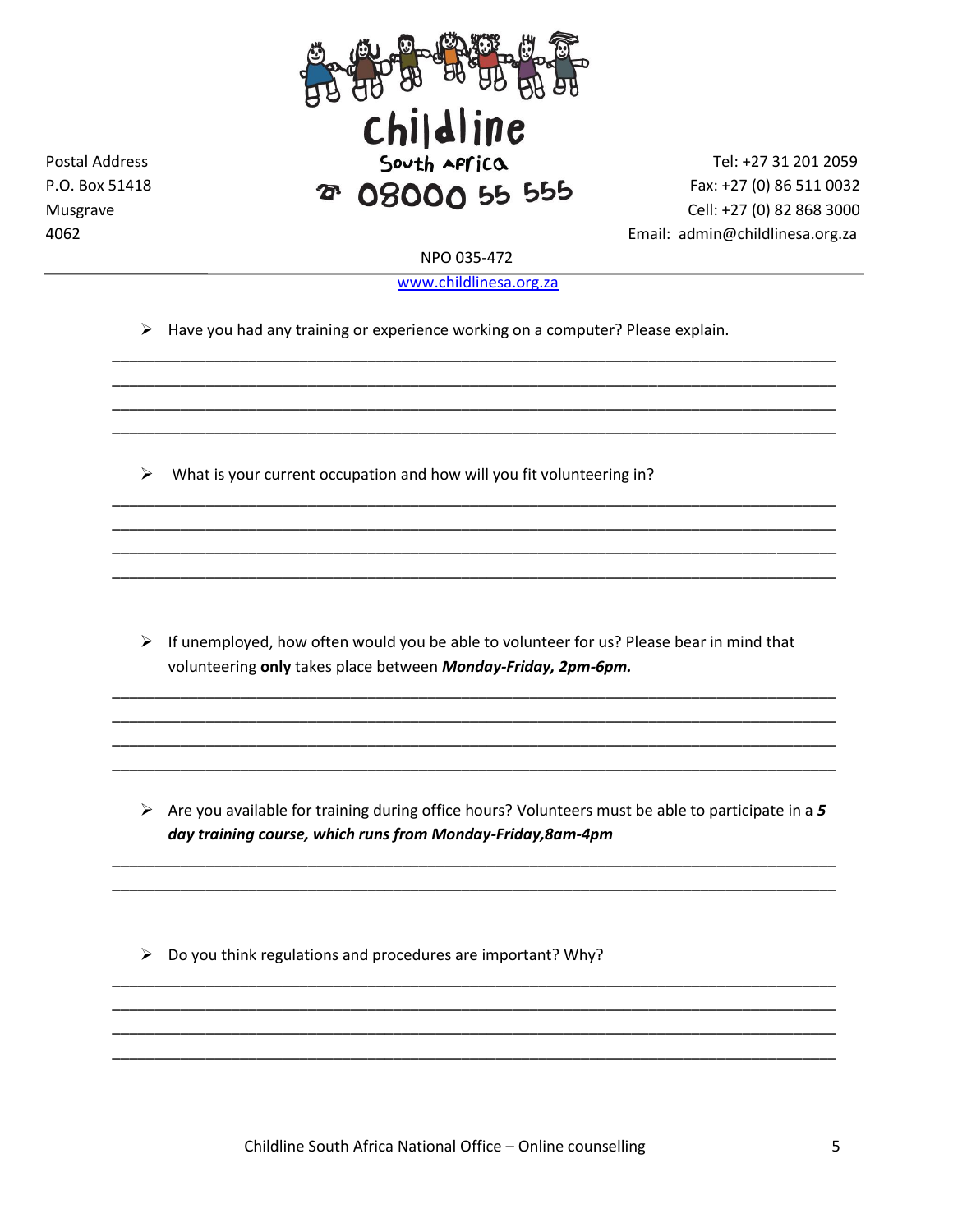Postal Address
P.O. Box 51418
Musgrave
4062

Childline South Africa
08000 55 555

Tel: +27 31 201 2059
Fax: +27 (0) 86 511 0032
Cell: +27 (0) 82 868 3000
Email: admin@childlinesa.org.za

NPO 035-472

www.childlinesa.org.za

- Have you had any training or experience working on a computer? Please explain.

___________________________________________________________________________
___________________________________________________________________________
___________________________________________________________________________
___________________________________________________________________________

- What is your current occupation and how will you fit volunteering in?

___________________________________________________________________________
___________________________________________________________________________
___________________________________________________________________________
___________________________________________________________________________

- If unemployed, how often would you be able to volunteer for us? Please bear in mind that volunteering **only** takes place between ***Monday-Friday, 2pm-6pm.***

___________________________________________________________________________
___________________________________________________________________________
___________________________________________________________________________
___________________________________________________________________________

- Are you available for training during office hours? Volunteers must be able to participate in a ***5 day training course, which runs from Monday-Friday,8am-4pm***

___________________________________________________________________________
___________________________________________________________________________

- Do you think regulations and procedures are important? Why?

___________________________________________________________________________
___________________________________________________________________________
___________________________________________________________________________
___________________________________________________________________________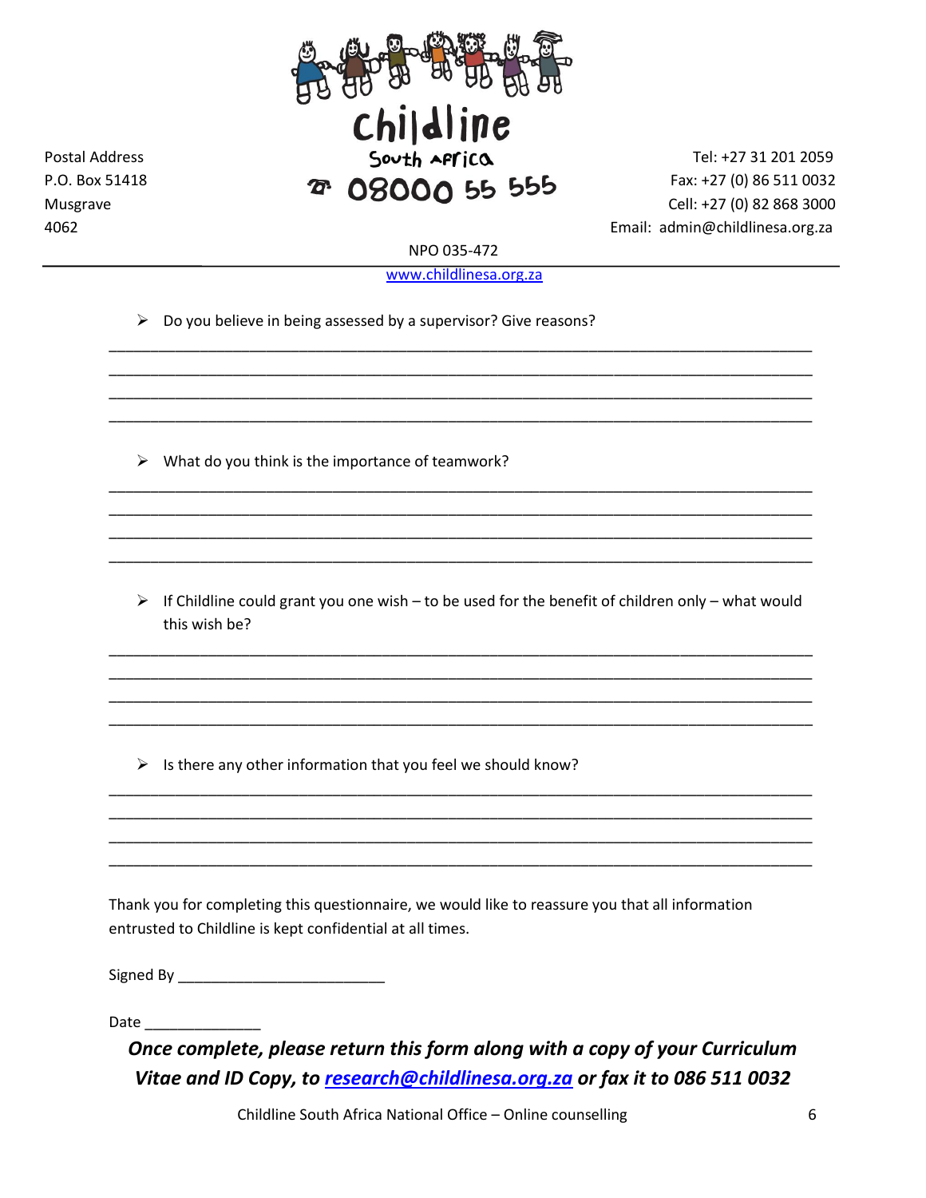Postal Address
P.O. Box 51418
Musgrave
4062

Childline
South Africa
08000 55 555

Tel: +27 31 201 2059
Fax: +27 (0) 86 511 0032
Cell: +27 (0) 82 868 3000
Email: admin@childlinesa.org.za

NPO 035-472

www.childlinesa.org.za

---

- Do you believe in being assessed by a supervisor? Give reasons?

______________________________________________________________________________
______________________________________________________________________________
______________________________________________________________________________
______________________________________________________________________________

- What do you think is the importance of teamwork?

______________________________________________________________________________
______________________________________________________________________________
______________________________________________________________________________
______________________________________________________________________________

- If Childline could grant you one wish – to be used for the benefit of children only – what would this wish be?

______________________________________________________________________________
______________________________________________________________________________
______________________________________________________________________________
______________________________________________________________________________

- Is there any other information that you feel we should know?

______________________________________________________________________________
______________________________________________________________________________
______________________________________________________________________________
______________________________________________________________________________

Thank you for completing this questionnaire, we would like to reassure you that all information entrusted to Childline is kept confidential at all times.

Signed By ________________________

Date _____________

***Once complete, please return this form along with a copy of your Curriculum Vitae and ID Copy, to research@childlinesa.org.za or fax it to 086 511 0032***

Childline South Africa National Office – Online counselling